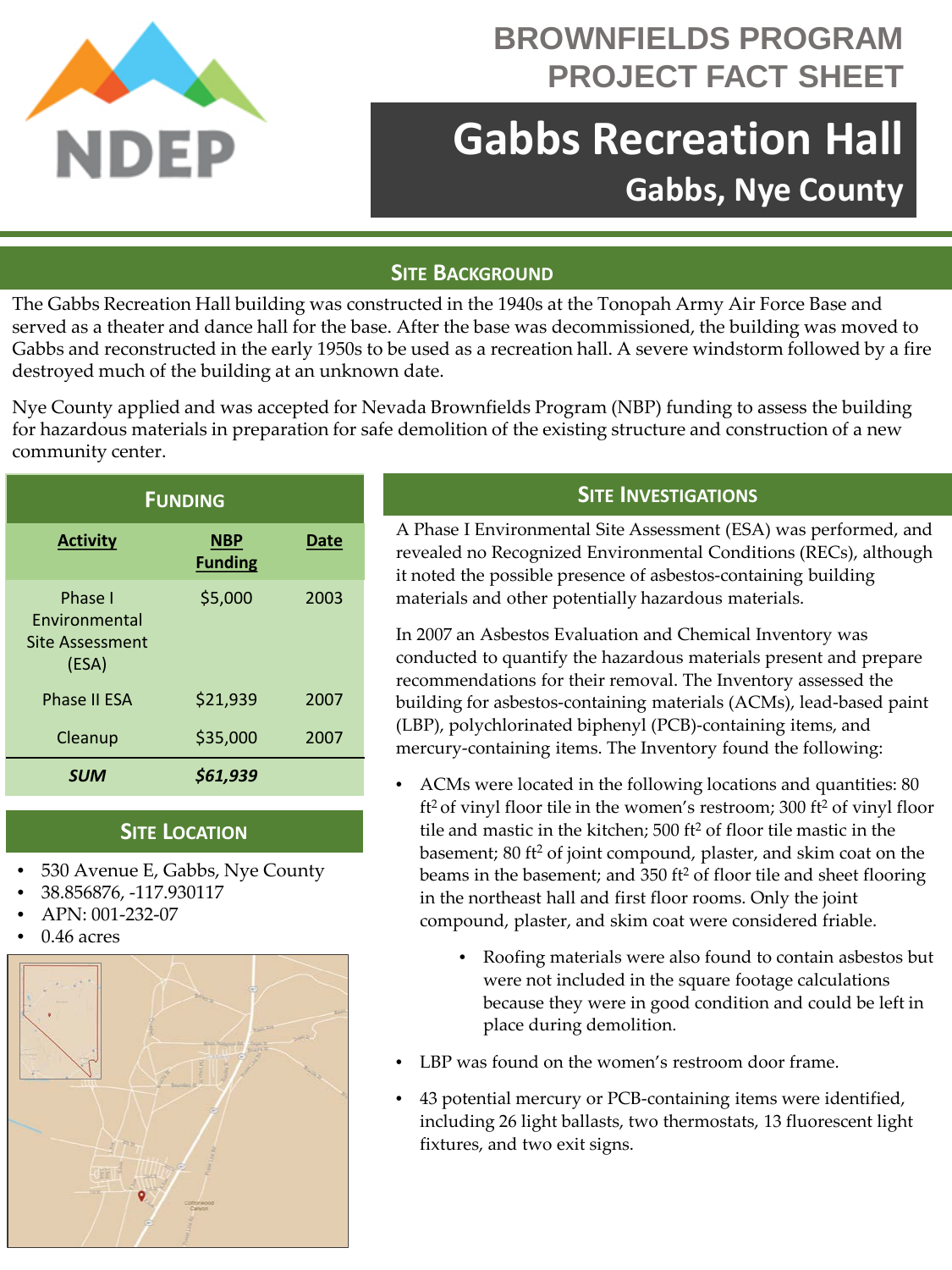BROWNFIELDS PROGRAM
PROJECT FACT SHEET

# Gabbs Recreation Hall

## Gabbs, Nye County

## Site Background

The Gabbs Recreation Hall building was constructed in the 1940s at the Tonopah Army Air Force Base and served as a theater and dance hall for the base. After the base was decommissioned, the building was moved to Gabbs and reconstructed in the early 1950s to be used as a recreation hall. A severe windstorm followed by a fire destroyed much of the building at an unknown date.

Nye County applied and was accepted for Nevada Brownfields Program (NBP) funding to assess the building for hazardous materials in preparation for safe demolition of the existing structure and construction of a new community center.

## Funding

| Activity | NBP Funding | Date |
| --- | --- | --- |
| Phase I Environmental Site Assessment (ESA) | $5,000 | 2003 |
| Phase II ESA | $21,939 | 2007 |
| Cleanup | $35,000 | 2007 |
| ***SUM*** | ***$61,939*** | |

## Site Location

- 530 Avenue E, Gabbs, Nye County
- 38.856876, -117.930117
- APN: 001-232-07
- 0.46 acres

## Site Investigations

A Phase I Environmental Site Assessment (ESA) was performed, and revealed no Recognized Environmental Conditions (RECs), although it noted the possible presence of asbestos-containing building materials and other potentially hazardous materials.

In 2007 an Asbestos Evaluation and Chemical Inventory was conducted to quantify the hazardous materials present and prepare recommendations for their removal. The Inventory assessed the building for asbestos-containing materials (ACMs), lead-based paint (LBP), polychlorinated biphenyl (PCB)-containing items, and mercury-containing items. The Inventory found the following:

- ACMs were located in the following locations and quantities: 80 $ft^2$ of vinyl floor tile in the women's restroom; 300 $ft^2$ of vinyl floor tile and mastic in the kitchen; 500 $ft^2$ of floor tile mastic in the basement; 80 $ft^2$ of joint compound, plaster, and skim coat on the beams in the basement; and 350 $ft^2$ of floor tile and sheet flooring in the northeast hall and first floor rooms. Only the joint compound, plaster, and skim coat were considered friable.
    - Roofing materials were also found to contain asbestos but were not included in the square footage calculations because they were in good condition and could be left in place during demolition.
- LBP was found on the women's restroom door frame.
- 43 potential mercury or PCB-containing items were identified, including 26 light ballasts, two thermostats, 13 fluorescent light fixtures, and two exit signs.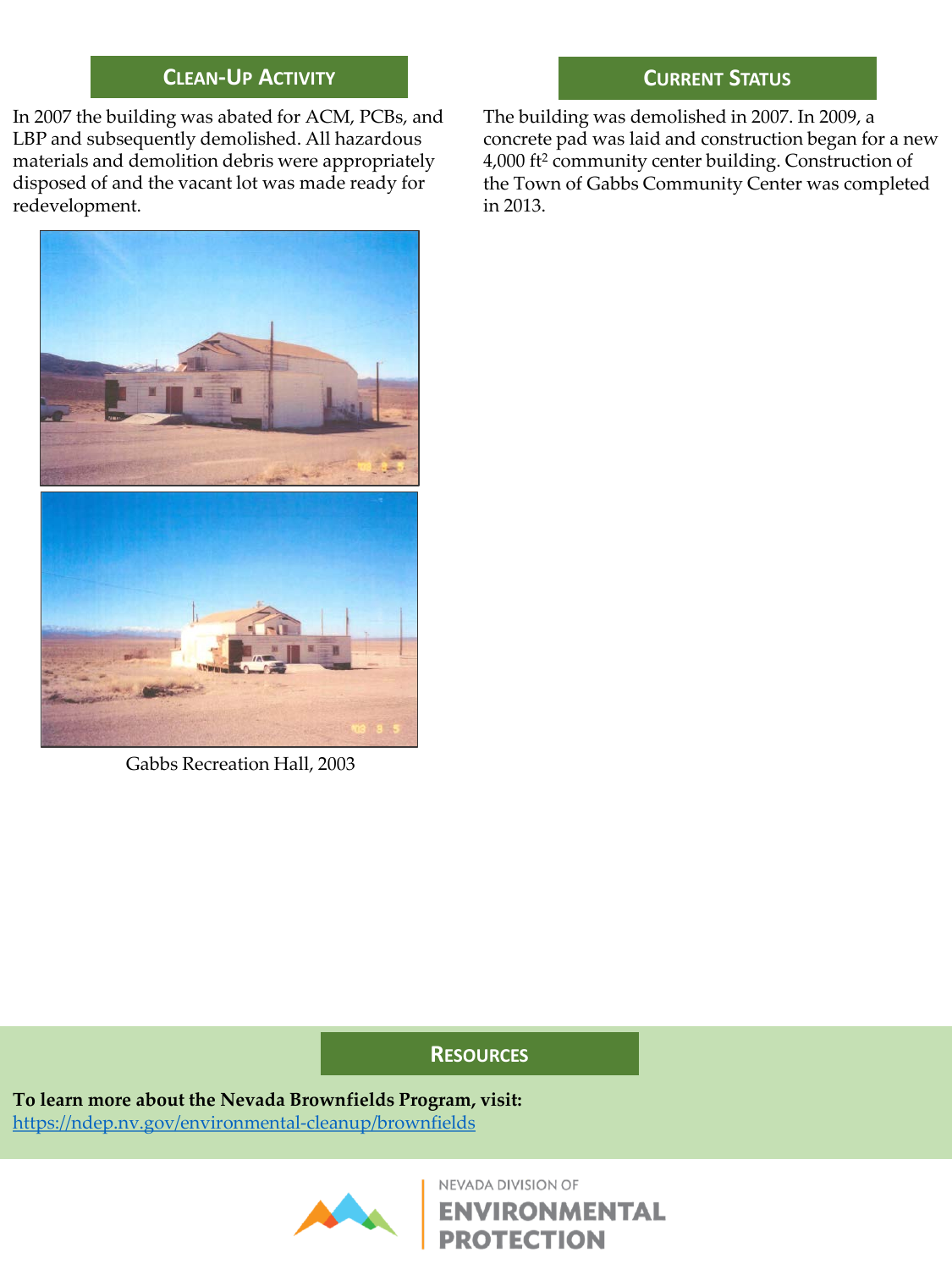## Clean-Up Activity

In 2007 the building was abated for ACM, PCBs, and LBP and subsequently demolished. All hazardous materials and demolition debris were appropriately disposed of and the vacant lot was made ready for redevelopment.

Gabbs Recreation Hall, 2003

## Current Status

The building was demolished in 2007. In 2009, a concrete pad was laid and construction began for a new 4,000 ft$^2$ community center building. Construction of the Town of Gabbs Community Center was completed in 2013.

## Resources

**To learn more about the Nevada Brownfields Program, visit:**
https://ndep.nv.gov/environmental-cleanup/brownfields

NEVADA DIVISION OF ENVIRONMENTAL PROTECTION